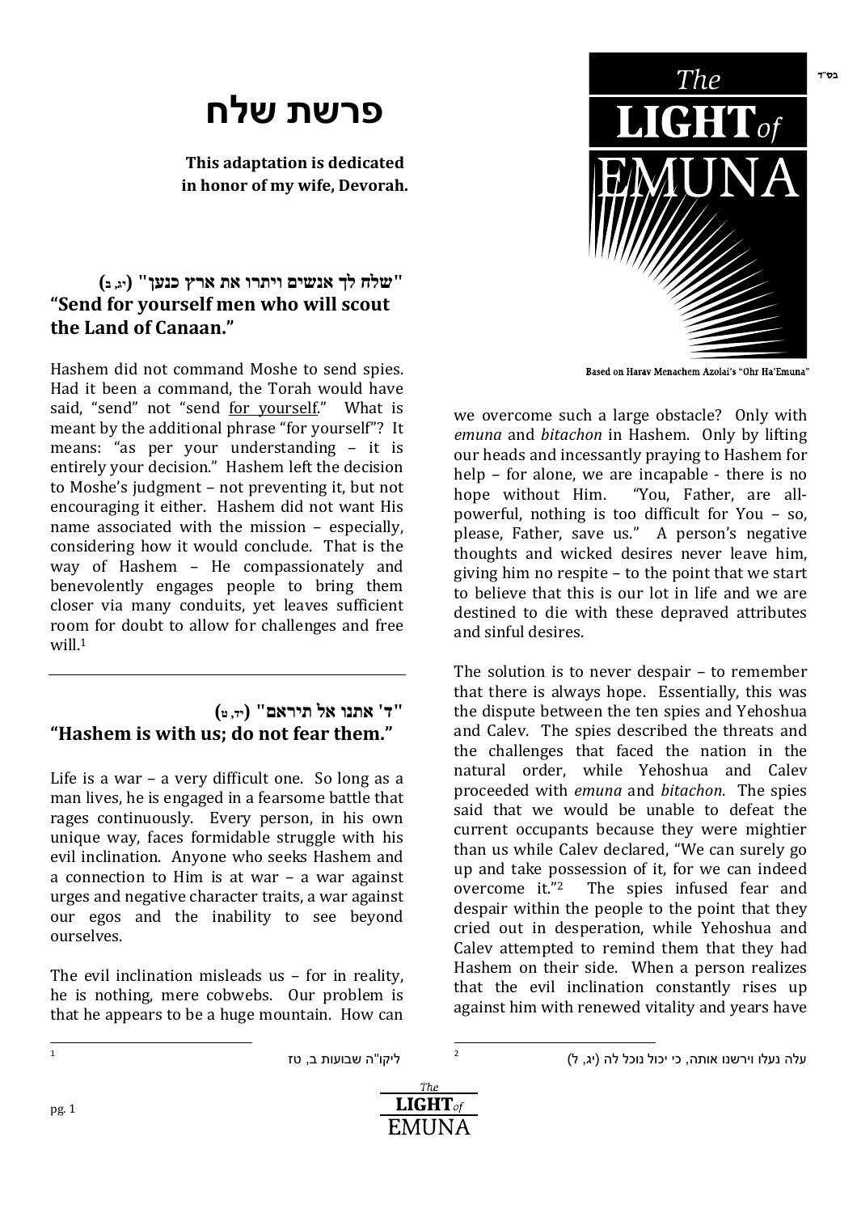# פרשת שלח

**This adaptation is dedicated in honor of my wife, Devorah.**

**"שלח לך אנשים ויתרו את ארץ כנען" (יג, ב)**
**"Send for yourself men who will scout the Land of Canaan."**

Hashem did not command Moshe to send spies. Had it been a command, the Torah would have said, "send" not "send for yourself." What is meant by the additional phrase "for yourself"? It means: "as per your understanding – it is entirely your decision." Hashem left the decision to Moshe's judgment – not preventing it, but not encouraging it either. Hashem did not want His name associated with the mission – especially, considering how it would conclude. That is the way of Hashem – He compassionately and benevolently engages people to bring them closer via many conduits, yet leaves sufficient room for doubt to allow for challenges and free will.[1]

**"ד' אתנו אל תיראם" (יד, ט)**
**"Hashem is with us; do not fear them."**

Life is a war – a very difficult one. So long as a man lives, he is engaged in a fearsome battle that rages continuously. Every person, in his own unique way, faces formidable struggle with his evil inclination. Anyone who seeks Hashem and a connection to Him is at war – a war against urges and negative character traits, a war against our egos and the inability to see beyond ourselves.

The evil inclination misleads us – for in reality, he is nothing, mere cobwebs. Our problem is that he appears to be a huge mountain. How can we overcome such a large obstacle? Only with *emuna* and *bitachon* in Hashem. Only by lifting our heads and incessantly praying to Hashem for help – for alone, we are incapable - there is no hope without Him. "You, Father, are all-powerful, nothing is too difficult for You – so, please, Father, save us." A person's negative thoughts and wicked desires never leave him, giving him no respite – to the point that we start to believe that this is our lot in life and we are destined to die with these depraved attributes and sinful desires.

The solution is to never despair – to remember that there is always hope. Essentially, this was the dispute between the ten spies and Yehoshua and Calev. The spies described the threats and the challenges that faced the nation in the natural order, while Yehoshua and Calev proceeded with *emuna* and *bitachon*. The spies said that we would be unable to defeat the current occupants because they were mightier than us while Calev declared, "We can surely go up and take possession of it, for we can indeed overcome it."[2] The spies infused fear and despair within the people to the point that they cried out in desperation, while Yehoshua and Calev attempted to remind them that they had Hashem on their side. When a person realizes that the evil inclination constantly rises up against him with renewed vitality and years have

---

[1] ליקו"ה שבועות ב, טז

[2] עלה נעלו וירשנו אותה, כי יכול נוכל לה (יג, ל)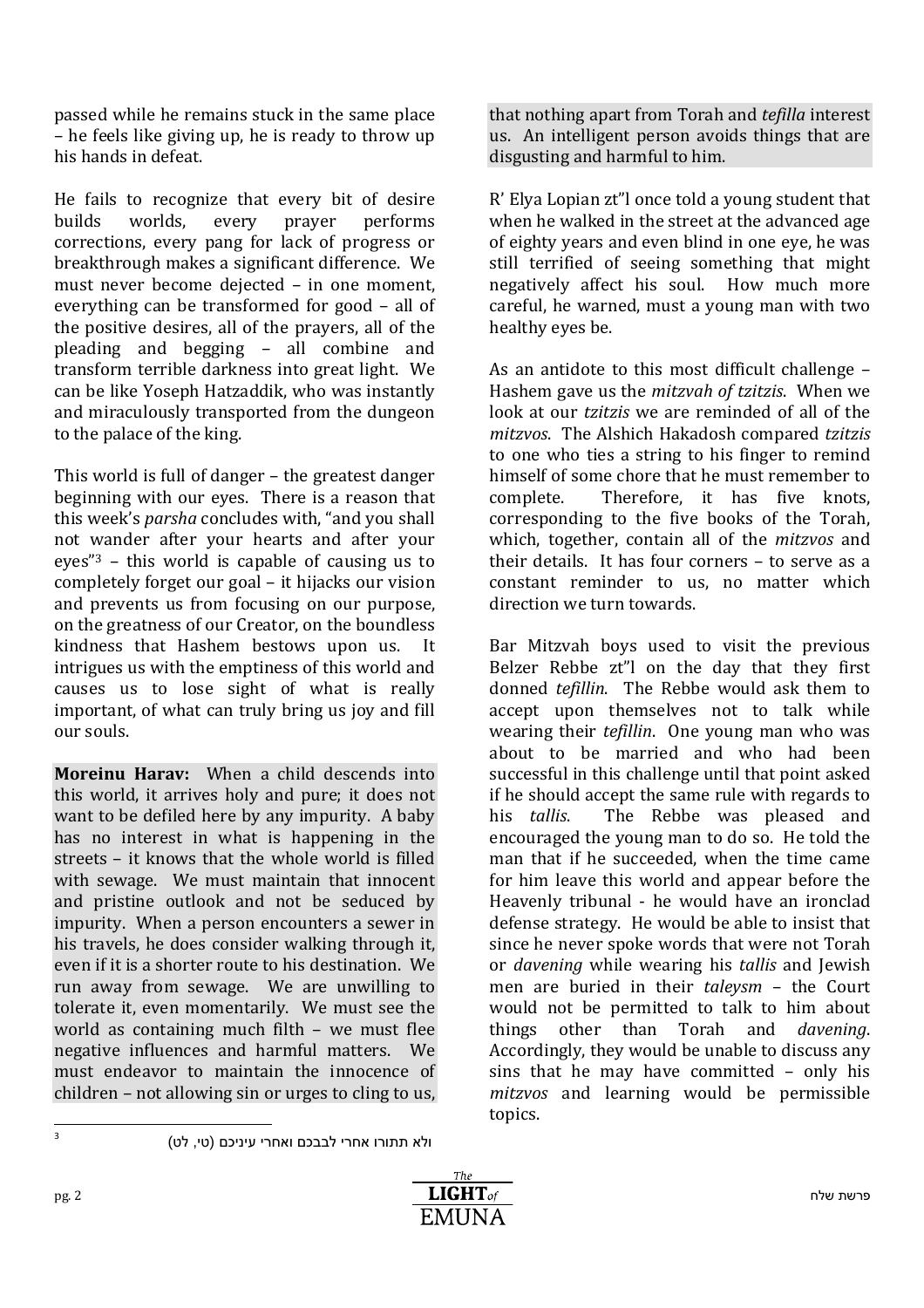passed while he remains stuck in the same place – he feels like giving up, he is ready to throw up his hands in defeat.

He fails to recognize that every bit of desire builds worlds, every prayer performs corrections, every pang for lack of progress or breakthrough makes a significant difference. We must never become dejected – in one moment, everything can be transformed for good – all of the positive desires, all of the prayers, all of the pleading and begging – all combine and transform terrible darkness into great light. We can be like Yoseph Hatzaddik, who was instantly and miraculously transported from the dungeon to the palace of the king.

This world is full of danger – the greatest danger beginning with our eyes. There is a reason that this week's *parsha* concludes with, "and you shall not wander after your hearts and after your eyes"[3] – this world is capable of causing us to completely forget our goal – it hijacks our vision and prevents us from focusing on our purpose, on the greatness of our Creator, on the boundless kindness that Hashem bestows upon us. It intrigues us with the emptiness of this world and causes us to lose sight of what is really important, of what can truly bring us joy and fill our souls.

**Moreinu Harav:** When a child descends into this world, it arrives holy and pure; it does not want to be defiled here by any impurity. A baby has no interest in what is happening in the streets – it knows that the whole world is filled with sewage. We must maintain that innocent and pristine outlook and not be seduced by impurity. When a person encounters a sewer in his travels, he does consider walking through it, even if it is a shorter route to his destination. We run away from sewage. We are unwilling to tolerate it, even momentarily. We must see the world as containing much filth – we must flee negative influences and harmful matters. We must endeavor to maintain the innocence of children – not allowing sin or urges to cling to us, that nothing apart from Torah and *tefilla* interest us. An intelligent person avoids things that are disgusting and harmful to him.

R' Elya Lopian zt"l once told a young student that when he walked in the street at the advanced age of eighty years and even blind in one eye, he was still terrified of seeing something that might negatively affect his soul. How much more careful, he warned, must a young man with two healthy eyes be.

As an antidote to this most difficult challenge – Hashem gave us the *mitzvah of tzitzis*. When we look at our *tzitzis* we are reminded of all of the *mitzvos*. The Alshich Hakadosh compared *tzitzis* to one who ties a string to his finger to remind himself of some chore that he must remember to complete. Therefore, it has five knots, corresponding to the five books of the Torah, which, together, contain all of the *mitzvos* and their details. It has four corners – to serve as a constant reminder to us, no matter which direction we turn towards.

Bar Mitzvah boys used to visit the previous Belzer Rebbe zt"l on the day that they first donned *tefillin*. The Rebbe would ask them to accept upon themselves not to talk while wearing their *tefillin*. One young man who was about to be married and who had been successful in this challenge until that point asked if he should accept the same rule with regards to his *tallis*. The Rebbe was pleased and encouraged the young man to do so. He told the man that if he succeeded, when the time came for him leave this world and appear before the Heavenly tribunal - he would have an ironclad defense strategy. He would be able to insist that since he never spoke words that were not Torah or *davening* while wearing his *tallis* and Jewish men are buried in their *taleysm* – the Court would not be permitted to talk to him about things other than Torah and *davening*. Accordingly, they would be unable to discuss any sins that he may have committed – only his *mitzvos* and learning would be permissible topics.

---

[3] ולא תתורו אחרי לבבכם ואחרי עיניכם (טו, לט)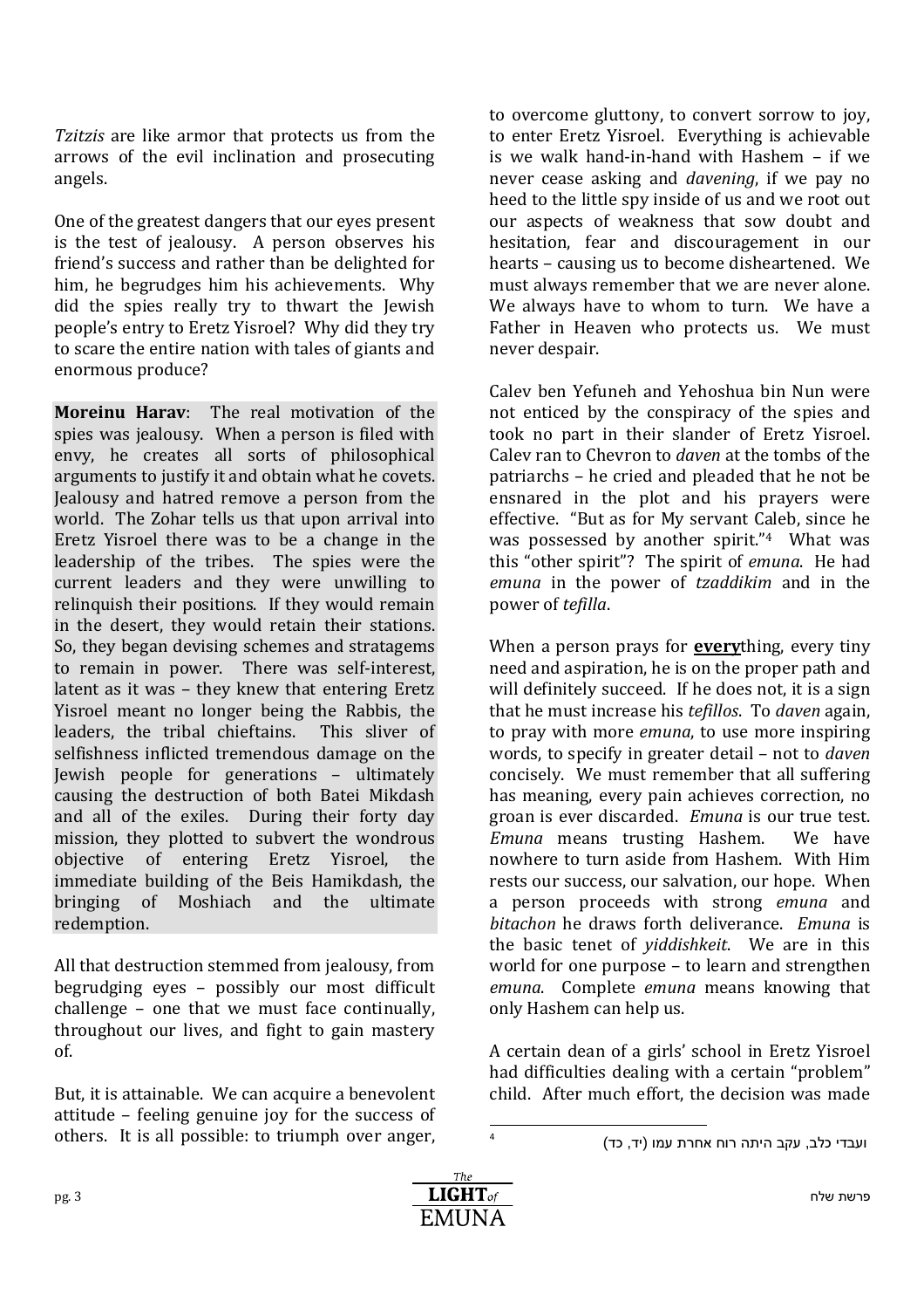*Tzitzis* are like armor that protects us from the arrows of the evil inclination and prosecuting angels.

One of the greatest dangers that our eyes present is the test of jealousy. A person observes his friend's success and rather than be delighted for him, he begrudges him his achievements. Why did the spies really try to thwart the Jewish people's entry to Eretz Yisroel? Why did they try to scare the entire nation with tales of giants and enormous produce?

**Moreinu Harav**: The real motivation of the spies was jealousy. When a person is filed with envy, he creates all sorts of philosophical arguments to justify it and obtain what he covets. Jealousy and hatred remove a person from the world. The Zohar tells us that upon arrival into Eretz Yisroel there was to be a change in the leadership of the tribes. The spies were the current leaders and they were unwilling to relinquish their positions. If they would remain in the desert, they would retain their stations. So, they began devising schemes and stratagems to remain in power. There was self-interest, latent as it was – they knew that entering Eretz Yisroel meant no longer being the Rabbis, the leaders, the tribal chieftains. This sliver of selfishness inflicted tremendous damage on the Jewish people for generations – ultimately causing the destruction of both Batei Mikdash and all of the exiles. During their forty day mission, they plotted to subvert the wondrous objective of entering Eretz Yisroel, the immediate building of the Beis Hamikdash, the bringing of Moshiach and the ultimate redemption.

All that destruction stemmed from jealousy, from begrudging eyes – possibly our most difficult challenge – one that we must face continually, throughout our lives, and fight to gain mastery of.

But, it is attainable. We can acquire a benevolent attitude – feeling genuine joy for the success of others. It is all possible: to triumph over anger, to overcome gluttony, to convert sorrow to joy, to enter Eretz Yisroel. Everything is achievable is we walk hand-in-hand with Hashem – if we never cease asking and *davening*, if we pay no heed to the little spy inside of us and we root out our aspects of weakness that sow doubt and hesitation, fear and discouragement in our hearts – causing us to become disheartened. We must always remember that we are never alone. We always have to whom to turn. We have a Father in Heaven who protects us. We must never despair.

Calev ben Yefuneh and Yehoshua bin Nun were not enticed by the conspiracy of the spies and took no part in their slander of Eretz Yisroel. Calev ran to Chevron to *daven* at the tombs of the patriarchs – he cried and pleaded that he not be ensnared in the plot and his prayers were effective. "But as for My servant Caleb, since he was possessed by another spirit."[4] What was this "other spirit"? The spirit of *emuna*. He had *emuna* in the power of *tzaddikim* and in the power of *tefilla*.

When a person prays for <u>**every**</u>thing, every tiny need and aspiration, he is on the proper path and will definitely succeed. If he does not, it is a sign that he must increase his *tefillos*. To *daven* again, to pray with more *emuna*, to use more inspiring words, to specify in greater detail – not to *daven* concisely. We must remember that all suffering has meaning, every pain achieves correction, no groan is ever discarded. *Emuna* is our true test. *Emuna* means trusting Hashem. We have nowhere to turn aside from Hashem. With Him rests our success, our salvation, our hope. When a person proceeds with strong *emuna* and *bitachon* he draws forth deliverance. *Emuna* is the basic tenet of *yiddishkeit*. We are in this world for one purpose – to learn and strengthen *emuna*. Complete *emuna* means knowing that only Hashem can help us.

A certain dean of a girls' school in Eretz Yisroel had difficulties dealing with a certain "problem" child. After much effort, the decision was made

---

[4] ועבדי כלב, עקב היתה רוח אחרת עמו (יד, כד)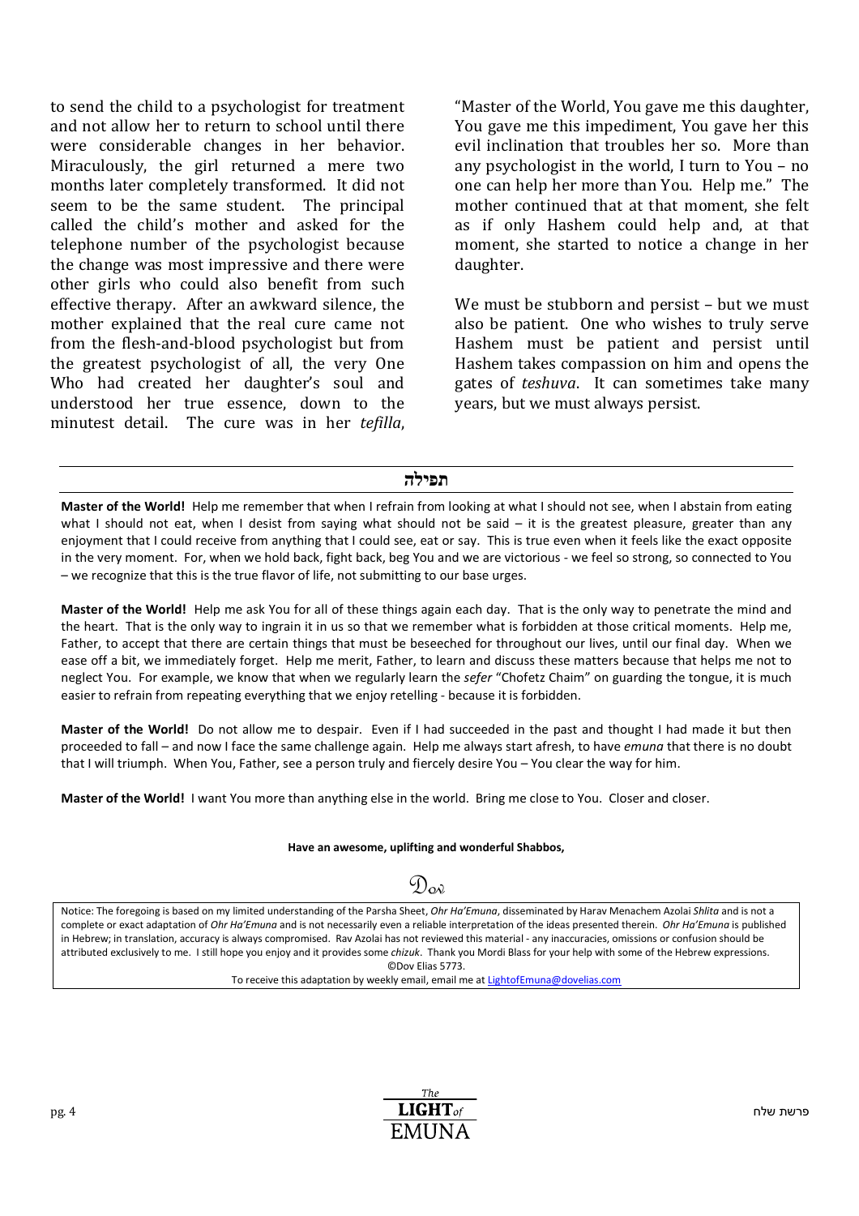to send the child to a psychologist for treatment and not allow her to return to school until there were considerable changes in her behavior. Miraculously, the girl returned a mere two months later completely transformed. It did not seem to be the same student. The principal called the child's mother and asked for the telephone number of the psychologist because the change was most impressive and there were other girls who could also benefit from such effective therapy. After an awkward silence, the mother explained that the real cure came not from the flesh-and-blood psychologist but from the greatest psychologist of all, the very One Who had created her daughter's soul and understood her true essence, down to the minutest detail. The cure was in her *tefilla*, "Master of the World, You gave me this daughter, You gave me this impediment, You gave her this evil inclination that troubles her so. More than any psychologist in the world, I turn to You – no one can help her more than You. Help me." The mother continued that at that moment, she felt as if only Hashem could help and, at that moment, she started to notice a change in her daughter.

We must be stubborn and persist – but we must also be patient. One who wishes to truly serve Hashem must be patient and persist until Hashem takes compassion on him and opens the gates of *teshuva*. It can sometimes take many years, but we must always persist.

## תפילה

**Master of the World!** Help me remember that when I refrain from looking at what I should not see, when I abstain from eating what I should not eat, when I desist from saying what should not be said – it is the greatest pleasure, greater than any enjoyment that I could receive from anything that I could see, eat or say. This is true even when it feels like the exact opposite in the very moment. For, when we hold back, fight back, beg You and we are victorious - we feel so strong, so connected to You – we recognize that this is the true flavor of life, not submitting to our base urges.

**Master of the World!** Help me ask You for all of these things again each day. That is the only way to penetrate the mind and the heart. That is the only way to ingrain it in us so that we remember what is forbidden at those critical moments. Help me, Father, to accept that there are certain things that must be beseeched for throughout our lives, until our final day. When we ease off a bit, we immediately forget. Help me merit, Father, to learn and discuss these matters because that helps me not to neglect You. For example, we know that when we regularly learn the *sefer* "Chofetz Chaim" on guarding the tongue, it is much easier to refrain from repeating everything that we enjoy retelling - because it is forbidden.

**Master of the World!** Do not allow me to despair. Even if I had succeeded in the past and thought I had made it but then proceeded to fall – and now I face the same challenge again. Help me always start afresh, to have *emuna* that there is no doubt that I will triumph. When You, Father, see a person truly and fiercely desire You – You clear the way for him.

**Master of the World!** I want You more than anything else in the world. Bring me close to You. Closer and closer.

**Have an awesome, uplifting and wonderful Shabbos,**

Dov

Notice: The foregoing is based on my limited understanding of the Parsha Sheet, *Ohr Ha'Emuna*, disseminated by Harav Menachem Azolai *Shlita* and is not a complete or exact adaptation of *Ohr Ha'Emuna* and is not necessarily even a reliable interpretation of the ideas presented therein. *Ohr Ha'Emuna* is published in Hebrew; in translation, accuracy is always compromised. Rav Azolai has not reviewed this material - any inaccuracies, omissions or confusion should be attributed exclusively to me. I still hope you enjoy and it provides some *chizuk*. Thank you Mordi Blass for your help with some of the Hebrew expressions.
©Dov Elias 5773.
To receive this adaptation by weekly email, email me at LightofEmuna@dovelias.com